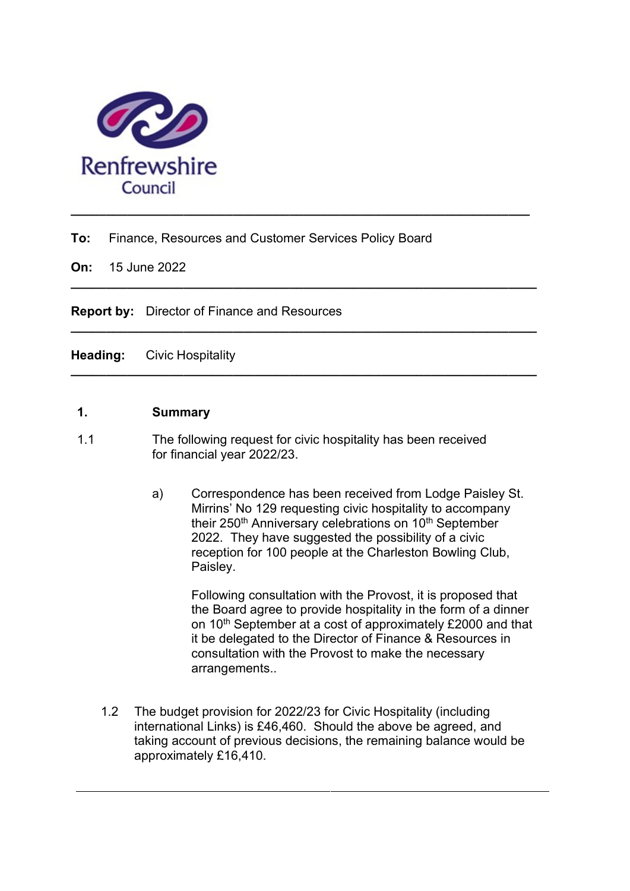Renfrewshire Council

---

**To:** Finance, Resources and Customer Services Policy Board

**On:** 15 June 2022

---

**Report by:** Director of Finance and Resources

---

**Heading:** Civic Hospitality

---

## 1. Summary

1.1 The following request for civic hospitality has been received for financial year 2022/23.

a) Correspondence has been received from Lodge Paisley St. Mirrins' No 129 requesting civic hospitality to accompany their 250th Anniversary celebrations on 10th September 2022. They have suggested the possibility of a civic reception for 100 people at the Charleston Bowling Club, Paisley.

Following consultation with the Provost, it is proposed that the Board agree to provide hospitality in the form of a dinner on 10th September at a cost of approximately £2000 and that it be delegated to the Director of Finance & Resources in consultation with the Provost to make the necessary arrangements..

1.2 The budget provision for 2022/23 for Civic Hospitality (including international Links) is £46,460. Should the above be agreed, and taking account of previous decisions, the remaining balance would be approximately £16,410.

---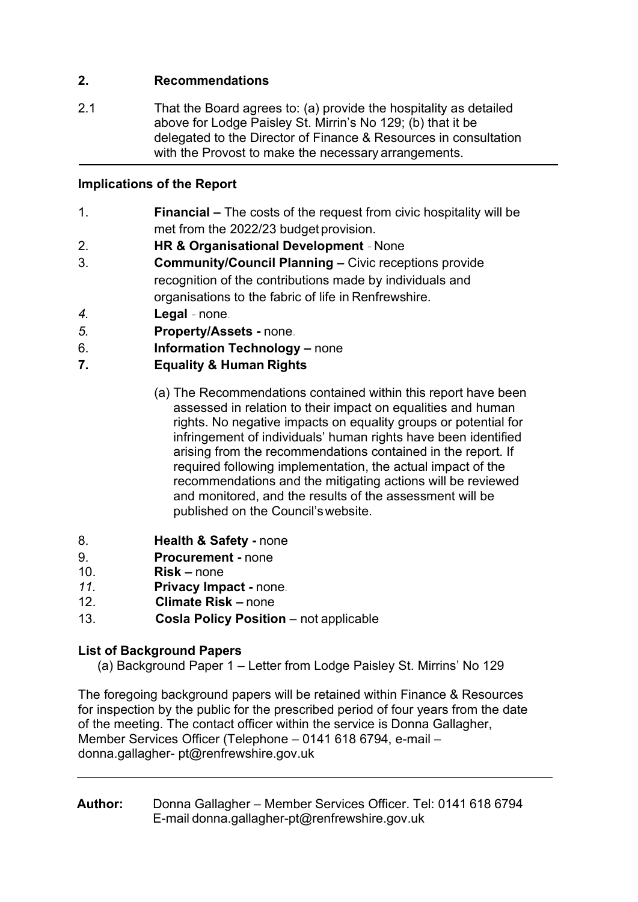## 2. Recommendations

2.1 That the Board agrees to: (a) provide the hospitality as detailed above for Lodge Paisley St. Mirrin's No 129; (b) that it be delegated to the Director of Finance & Resources in consultation with the Provost to make the necessary arrangements.

---

**Implications of the Report**

1. **Financial –** The costs of the request from civic hospitality will be met from the 2022/23 budget provision.
2. **HR & Organisational Development** - None
3. **Community/Council Planning –** Civic receptions provide recognition of the contributions made by individuals and organisations to the fabric of life in Renfrewshire.
4. **Legal** - none.
5. **Property/Assets -** none.
6. **Information Technology –** none
7. **Equality & Human Rights**

   (a) The Recommendations contained within this report have been assessed in relation to their impact on equalities and human rights. No negative impacts on equality groups or potential for infringement of individuals' human rights have been identified arising from the recommendations contained in the report. If required following implementation, the actual impact of the recommendations and the mitigating actions will be reviewed and monitored, and the results of the assessment will be published on the Council's website.

8. **Health & Safety -** none
9. **Procurement -** none
10. **Risk –** none
11. **Privacy Impact -** none.
12. **Climate Risk –** none
13. **Cosla Policy Position** – not applicable

**List of Background Papers**

(a) Background Paper 1 – Letter from Lodge Paisley St. Mirrins' No 129

The foregoing background papers will be retained within Finance & Resources for inspection by the public for the prescribed period of four years from the date of the meeting. The contact officer within the service is Donna Gallagher, Member Services Officer (Telephone – 0141 618 6794, e-mail – donna.gallagher- pt@renfrewshire.gov.uk

---

**Author:** Donna Gallagher – Member Services Officer. Tel: 0141 618 6794
E-mail donna.gallagher-pt@renfrewshire.gov.uk